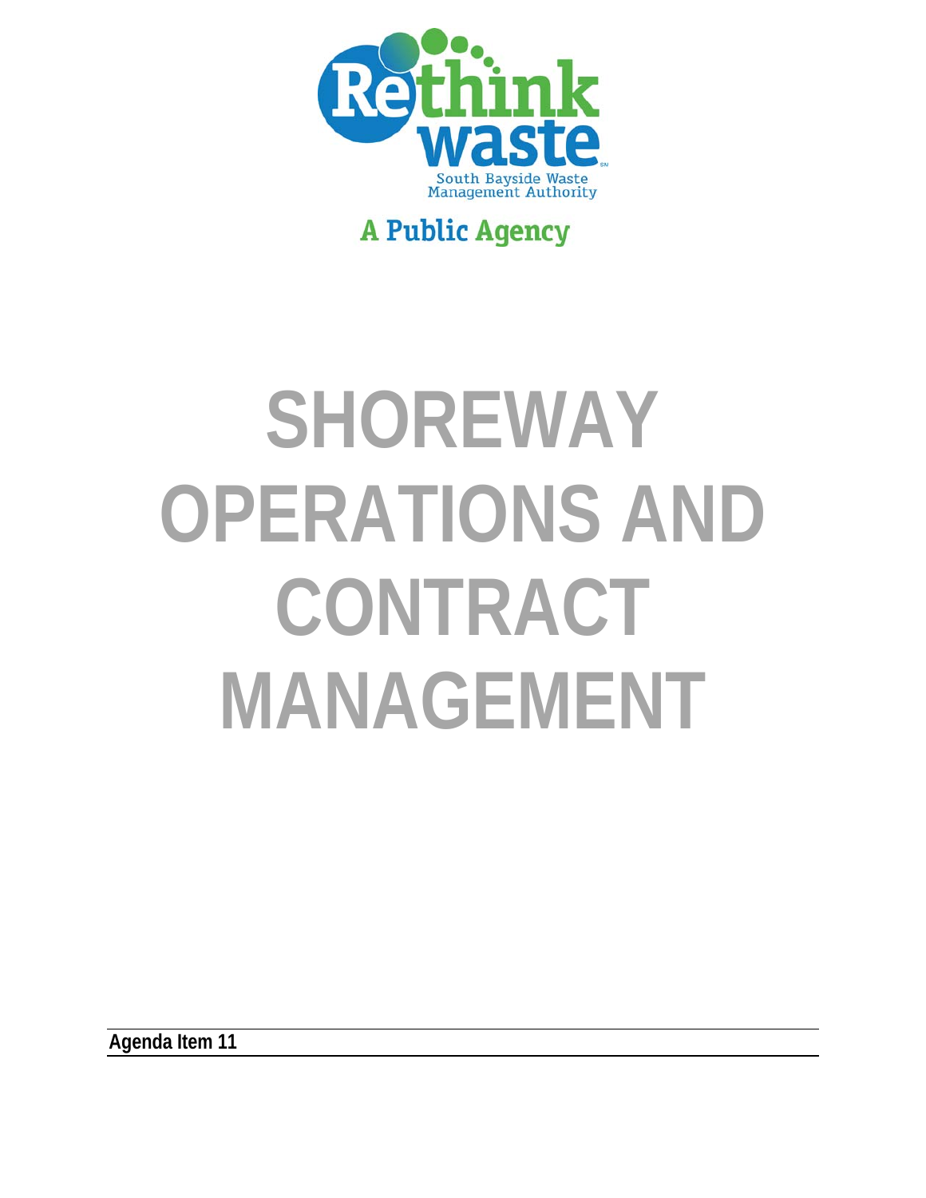Rethink waste

South Bayside Waste Management Authority

A Public Agency

# SHOREWAY OPERATIONS AND CONTRACT MANAGEMENT

**Agenda Item 11**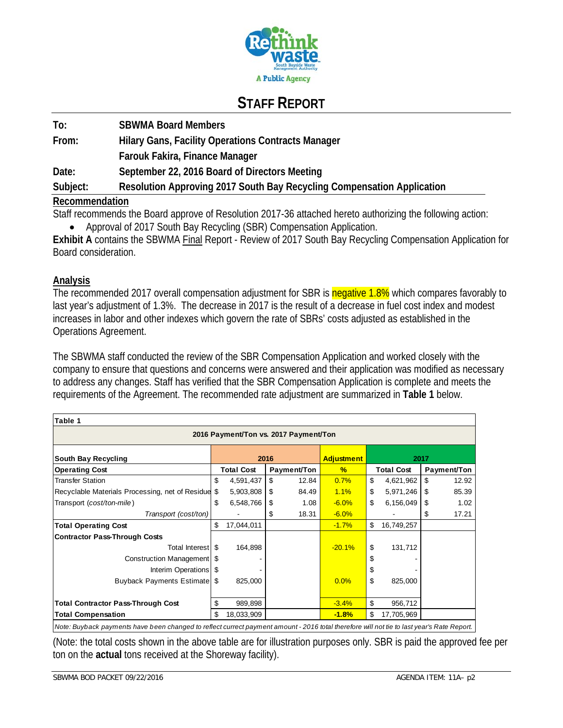# STAFF REPORT

**To:** SBWMA Board Members

**From:** Hilary Gans, Facility Operations Contracts Manager

Farouk Fakira, Finance Manager

**Date:** September 22, 2016 Board of Directors Meeting

**Subject:** Resolution Approving 2017 South Bay Recycling Compensation Application

## Recommendation

Staff recommends the Board approve of Resolution 2017-36 attached hereto authorizing the following action:

- Approval of 2017 South Bay Recycling (SBR) Compensation Application.

**Exhibit A** contains the SBWMA Final Report - Review of 2017 South Bay Recycling Compensation Application for Board consideration.

## Analysis

The recommended 2017 overall compensation adjustment for SBR is negative 1.8% which compares favorably to last year's adjustment of 1.3%. The decrease in 2017 is the result of a decrease in fuel cost index and modest increases in labor and other indexes which govern the rate of SBRs' costs adjusted as established in the Operations Agreement.

The SBWMA staff conducted the review of the SBR Compensation Application and worked closely with the company to ensure that questions and concerns were answered and their application was modified as necessary to address any changes. Staff has verified that the SBR Compensation Application is complete and meets the requirements of the Agreement. The recommended rate adjustment are summarized in **Table 1** below.

**Table 1**

**2016 Payment/Ton vs. 2017 Payment/Ton**

| South Bay Recycling | 2016 | | Adjustment | 2017 | |
|---|---|---|---|---|---|
| **Operating Cost** | **Total Cost** | **Payment/Ton** | **%** | **Total Cost** | **Payment/Ton** |
| Transfer Station | $ 4,591,437 | $ 12.84 | 0.7% | $ 4,621,962 | $ 12.92 |
| Recyclable Materials Processing, net of Residue | $ 5,903,808 | $ 84.49 | 1.1% | $ 5,971,246 | $ 85.39 |
| Transport *(cost/ton-mile)* | $ 6,548,766 | $ 1.08 | -6.0% | $ 6,156,049 | $ 1.02 |
| *Transport (cost/ton)* | - | $ 18.31 | -6.0% | - | $ 17.21 |
| **Total Operating Cost** | $ 17,044,011 | | -1.7% | $ 16,749,257 | |
| **Contractor Pass-Through Costs** | | | | | |
| Total Interest | $ 164,898 | | -20.1% | $ 131,712 | |
| Construction Management | $ - | | | $ - | |
| Interim Operations | $ - | | | $ - | |
| Buyback Payments Estimate | $ 825,000 | | 0.0% | $ 825,000 | |
| **Total Contractor Pass-Through Cost** | $ 989,898 | | -3.4% | $ 956,712 | |
| **Total Compensation** | $ 18,033,909 | | **-1.8%** | $ 17,705,969 | |

*Note: Buyback payments have been changed to reflect currect payment amount - 2016 total therefore will not tie to last year's Rate Report.*

(Note: the total costs shown in the above table are for illustration purposes only. SBR is paid the approved fee per ton on the **actual** tons received at the Shoreway facility).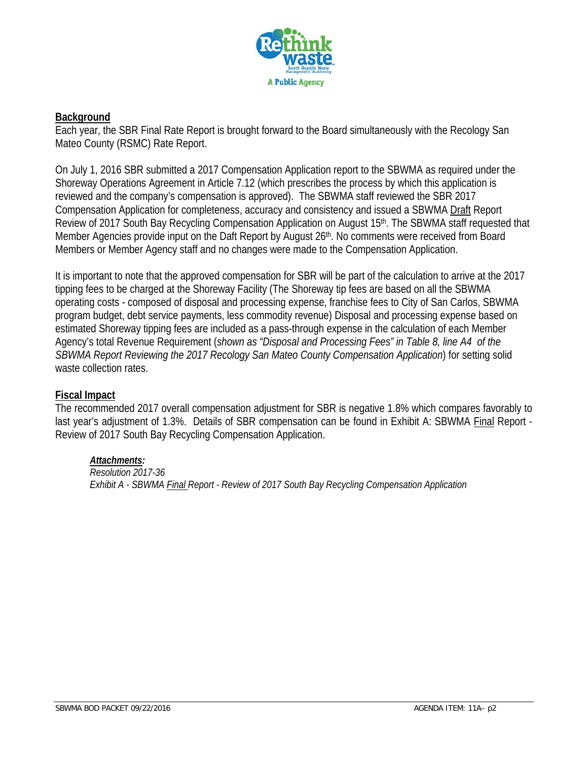**Background**

Each year, the SBR Final Rate Report is brought forward to the Board simultaneously with the Recology San Mateo County (RSMC) Rate Report.

On July 1, 2016 SBR submitted a 2017 Compensation Application report to the SBWMA as required under the Shoreway Operations Agreement in Article 7.12 (which prescribes the process by which this application is reviewed and the company's compensation is approved). The SBWMA staff reviewed the SBR 2017 Compensation Application for completeness, accuracy and consistency and issued a SBWMA Draft Report Review of 2017 South Bay Recycling Compensation Application on August 15th. The SBWMA staff requested that Member Agencies provide input on the Daft Report by August 26th. No comments were received from Board Members or Member Agency staff and no changes were made to the Compensation Application.

It is important to note that the approved compensation for SBR will be part of the calculation to arrive at the 2017 tipping fees to be charged at the Shoreway Facility (The Shoreway tip fees are based on all the SBWMA operating costs - composed of disposal and processing expense, franchise fees to City of San Carlos, SBWMA program budget, debt service payments, less commodity revenue) Disposal and processing expense based on estimated Shoreway tipping fees are included as a pass-through expense in the calculation of each Member Agency's total Revenue Requirement (*shown as "Disposal and Processing Fees" in Table 8, line A4 of the SBWMA Report Reviewing the 2017 Recology San Mateo County Compensation Application*) for setting solid waste collection rates.

**Fiscal Impact**

The recommended 2017 overall compensation adjustment for SBR is negative 1.8% which compares favorably to last year's adjustment of 1.3%. Details of SBR compensation can be found in Exhibit A: SBWMA Final Report - Review of 2017 South Bay Recycling Compensation Application.

***Attachments:***

*Resolution 2017-36*

*Exhibit A - SBWMA Final Report - Review of 2017 South Bay Recycling Compensation Application*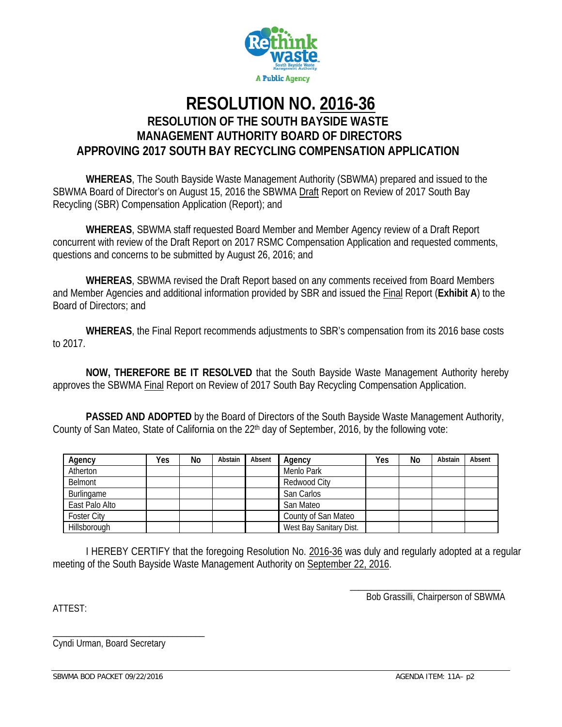# RESOLUTION NO. 2016-36

## RESOLUTION OF THE SOUTH BAYSIDE WASTE MANAGEMENT AUTHORITY BOARD OF DIRECTORS APPROVING 2017 SOUTH BAY RECYCLING COMPENSATION APPLICATION

**WHEREAS**, The South Bayside Waste Management Authority (SBWMA) prepared and issued to the SBWMA Board of Director's on August 15, 2016 the SBWMA Draft Report on Review of 2017 South Bay Recycling (SBR) Compensation Application (Report); and

**WHEREAS**, SBWMA staff requested Board Member and Member Agency review of a Draft Report concurrent with review of the Draft Report on 2017 RSMC Compensation Application and requested comments, questions and concerns to be submitted by August 26, 2016; and

**WHEREAS**, SBWMA revised the Draft Report based on any comments received from Board Members and Member Agencies and additional information provided by SBR and issued the Final Report (**Exhibit A**) to the Board of Directors; and

**WHEREAS**, the Final Report recommends adjustments to SBR's compensation from its 2016 base costs to 2017.

**NOW, THEREFORE BE IT RESOLVED** that the South Bayside Waste Management Authority hereby approves the SBWMA Final Report on Review of 2017 South Bay Recycling Compensation Application.

**PASSED AND ADOPTED** by the Board of Directors of the South Bayside Waste Management Authority, County of San Mateo, State of California on the 22nd day of September, 2016, by the following vote:

| Agency | Yes | No | Abstain | Absent | Agency | Yes | No | Abstain | Absent |
|---|---|---|---|---|---|---|---|---|---|
| Atherton | | | | | Menlo Park | | | | |
| Belmont | | | | | Redwood City | | | | |
| Burlingame | | | | | San Carlos | | | | |
| East Palo Alto | | | | | San Mateo | | | | |
| Foster City | | | | | County of San Mateo | | | | |
| Hillsborough | | | | | West Bay Sanitary Dist. | | | | |

I HEREBY CERTIFY that the foregoing Resolution No. 2016-36 was duly and regularly adopted at a regular meeting of the South Bayside Waste Management Authority on September 22, 2016.

\_\_\_\_\_\_\_\_\_\_\_\_\_\_\_\_\_\_\_\_\_\_\_\_\_\_\_\_\_\_\_\_
Bob Grassilli, Chairperson of SBWMA

ATTEST:

\_\_\_\_\_\_\_\_\_\_\_\_\_\_\_\_\_\_\_\_\_\_\_\_\_\_\_\_\_\_\_\_
Cyndi Urman, Board Secretary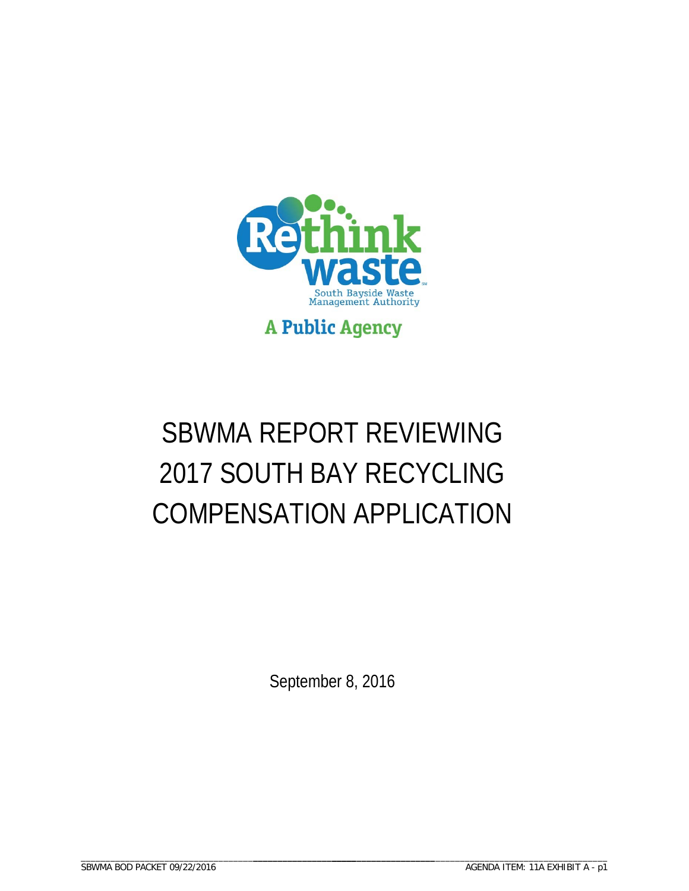Rethink waste

South Bayside Waste Management Authority

A Public Agency

# SBWMA REPORT REVIEWING 2017 SOUTH BAY RECYCLING COMPENSATION APPLICATION

September 8, 2016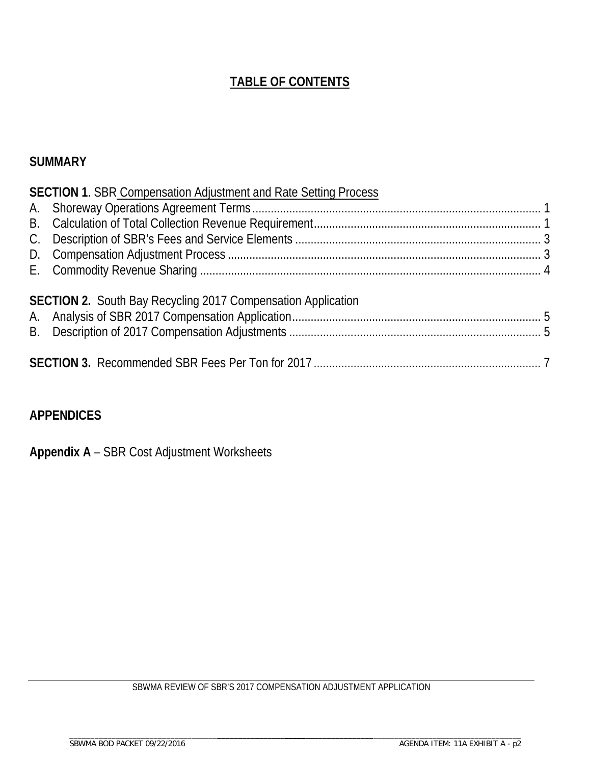# TABLE OF CONTENTS

**SUMMARY**

**SECTION 1**. SBR Compensation Adjustment and Rate Setting Process

A. Shoreway Operations Agreement Terms ............................................................ 1
B. Calculation of Total Collection Revenue Requirement ............................................ 1
C. Description of SBR's Fees and Service Elements .................................................. 3
D. Compensation Adjustment Process ........................................................................ 3
E. Commodity Revenue Sharing ................................................................................ 4

**SECTION 2.** South Bay Recycling 2017 Compensation Application

A. Analysis of SBR 2017 Compensation Application ................................................... 5
B. Description of 2017 Compensation Adjustments .................................................... 5

**SECTION 3.** Recommended SBR Fees Per Ton for 2017 .............................................. 7

**APPENDICES**

**Appendix A** – SBR Cost Adjustment Worksheets

SBWMA REVIEW OF SBR'S 2017 COMPENSATION ADJUSTMENT APPLICATION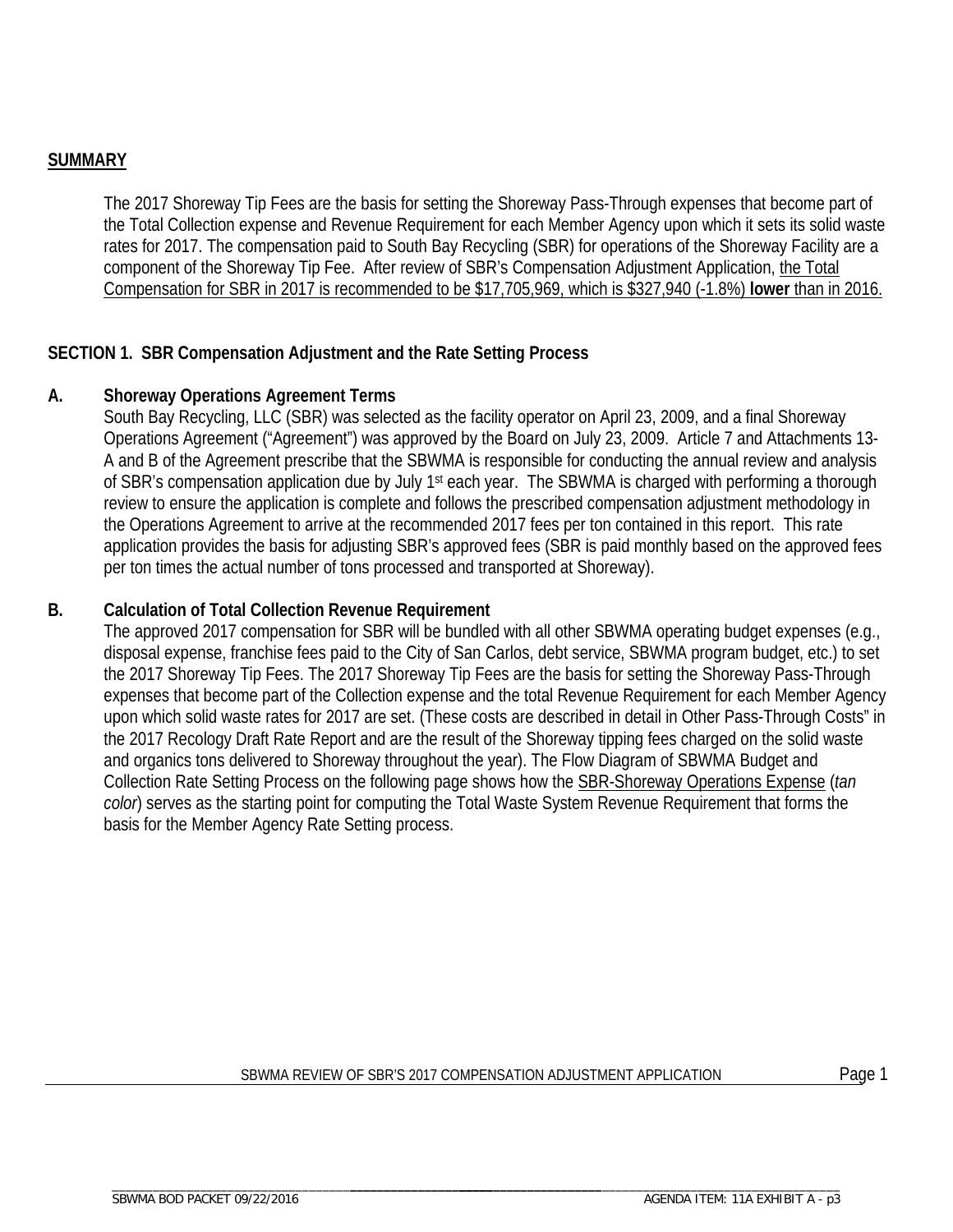## SUMMARY

The 2017 Shoreway Tip Fees are the basis for setting the Shoreway Pass-Through expenses that become part of the Total Collection expense and Revenue Requirement for each Member Agency upon which it sets its solid waste rates for 2017. The compensation paid to South Bay Recycling (SBR) for operations of the Shoreway Facility are a component of the Shoreway Tip Fee. After review of SBR's Compensation Adjustment Application, the Total Compensation for SBR in 2017 is recommended to be $17,705,969, which is $327,940 (-1.8%) **lower** than in 2016.

## SECTION 1. SBR Compensation Adjustment and the Rate Setting Process

### A. Shoreway Operations Agreement Terms

South Bay Recycling, LLC (SBR) was selected as the facility operator on April 23, 2009, and a final Shoreway Operations Agreement ("Agreement") was approved by the Board on July 23, 2009. Article 7 and Attachments 13-A and B of the Agreement prescribe that the SBWMA is responsible for conducting the annual review and analysis of SBR's compensation application due by July 1st each year. The SBWMA is charged with performing a thorough review to ensure the application is complete and follows the prescribed compensation adjustment methodology in the Operations Agreement to arrive at the recommended 2017 fees per ton contained in this report. This rate application provides the basis for adjusting SBR's approved fees (SBR is paid monthly based on the approved fees per ton times the actual number of tons processed and transported at Shoreway).

### B. Calculation of Total Collection Revenue Requirement

The approved 2017 compensation for SBR will be bundled with all other SBWMA operating budget expenses (e.g., disposal expense, franchise fees paid to the City of San Carlos, debt service, SBWMA program budget, etc.) to set the 2017 Shoreway Tip Fees. The 2017 Shoreway Tip Fees are the basis for setting the Shoreway Pass-Through expenses that become part of the Collection expense and the total Revenue Requirement for each Member Agency upon which solid waste rates for 2017 are set. (These costs are described in detail in Other Pass-Through Costs" in the 2017 Recology Draft Rate Report and are the result of the Shoreway tipping fees charged on the solid waste and organics tons delivered to Shoreway throughout the year). The Flow Diagram of SBWMA Budget and Collection Rate Setting Process on the following page shows how the SBR-Shoreway Operations Expense (*tan color*) serves as the starting point for computing the Total Waste System Revenue Requirement that forms the basis for the Member Agency Rate Setting process.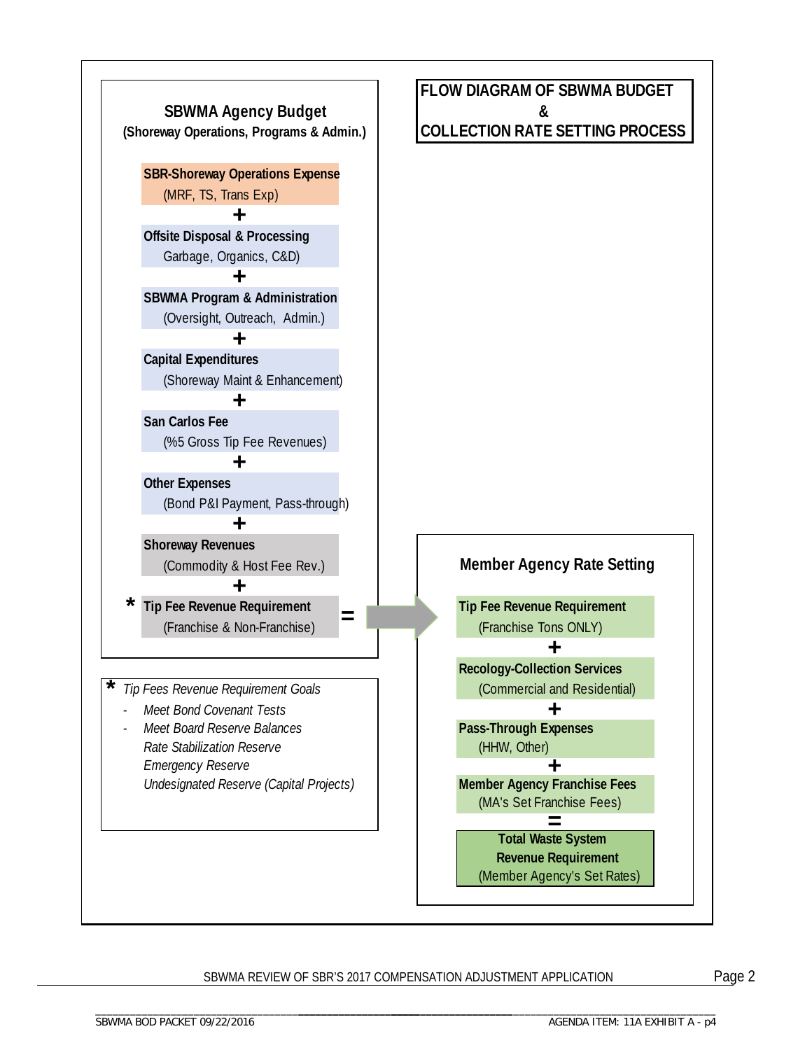# FLOW DIAGRAM OF SBWMA BUDGET & COLLECTION RATE SETTING PROCESS

## SBWMA Agency Budget
**(Shoreway Operations, Programs & Admin.)**

**SBR-Shoreway Operations Expense**
(MRF, TS, Trans Exp)

**+**

**Offsite Disposal & Processing**
Garbage, Organics, C&D)

**+**

**SBWMA Program & Administration**
(Oversight, Outreach, Admin.)

**+**

**Capital Expenditures**
(Shoreway Maint & Enhancement)

**+**

**San Carlos Fee**
(%5 Gross Tip Fee Revenues)

**+**

**Other Expenses**
(Bond P&I Payment, Pass-through)

**+**

**Shoreway Revenues**
(Commodity & Host Fee Rev.)

**+**

\* **Tip Fee Revenue Requirement**
(Franchise & Non-Franchise)

**=**

\* *Tip Fees Revenue Requirement Goals*

- *Meet Bond Covenant Tests*
- *Meet Board Reserve Balances*
  - *Rate Stabilization Reserve*
  - *Emergency Reserve*
  - *Undesignated Reserve (Capital Projects)*

## Member Agency Rate Setting

**Tip Fee Revenue Requirement**
(Franchise Tons ONLY)

**+**

**Recology-Collection Services**
(Commercial and Residential)

**+**

**Pass-Through Expenses**
(HHW, Other)

**+**

**Member Agency Franchise Fees**
(MA's Set Franchise Fees)

**=**

**Total Waste System Revenue Requirement**
(Member Agency's Set Rates)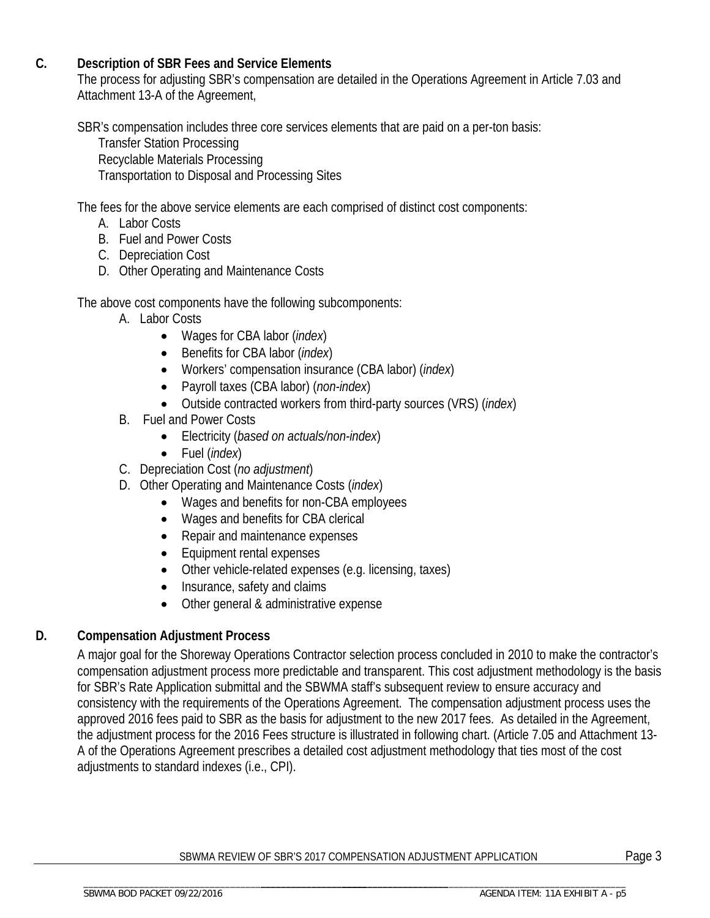## C. Description of SBR Fees and Service Elements

The process for adjusting SBR's compensation are detailed in the Operations Agreement in Article 7.03 and Attachment 13-A of the Agreement,

SBR's compensation includes three core services elements that are paid on a per-ton basis:

Transfer Station Processing
Recyclable Materials Processing
Transportation to Disposal and Processing Sites

The fees for the above service elements are each comprised of distinct cost components:

A. Labor Costs
B. Fuel and Power Costs
C. Depreciation Cost
D. Other Operating and Maintenance Costs

The above cost components have the following subcomponents:

A. Labor Costs
   - Wages for CBA labor (*index*)
   - Benefits for CBA labor (*index*)
   - Workers' compensation insurance (CBA labor) (*index*)
   - Payroll taxes (CBA labor) (*non-index*)
   - Outside contracted workers from third-party sources (VRS) (*index*)
B. Fuel and Power Costs
   - Electricity (*based on actuals/non-index*)
   - Fuel (*index*)
C. Depreciation Cost (*no adjustment*)
D. Other Operating and Maintenance Costs (*index*)
   - Wages and benefits for non-CBA employees
   - Wages and benefits for CBA clerical
   - Repair and maintenance expenses
   - Equipment rental expenses
   - Other vehicle-related expenses (e.g. licensing, taxes)
   - Insurance, safety and claims
   - Other general & administrative expense

## D. Compensation Adjustment Process

A major goal for the Shoreway Operations Contractor selection process concluded in 2010 to make the contractor's compensation adjustment process more predictable and transparent. This cost adjustment methodology is the basis for SBR's Rate Application submittal and the SBWMA staff's subsequent review to ensure accuracy and consistency with the requirements of the Operations Agreement. The compensation adjustment process uses the approved 2016 fees paid to SBR as the basis for adjustment to the new 2017 fees. As detailed in the Agreement, the adjustment process for the 2016 Fees structure is illustrated in following chart. (Article 7.05 and Attachment 13-A of the Operations Agreement prescribes a detailed cost adjustment methodology that ties most of the cost adjustments to standard indexes (i.e., CPI).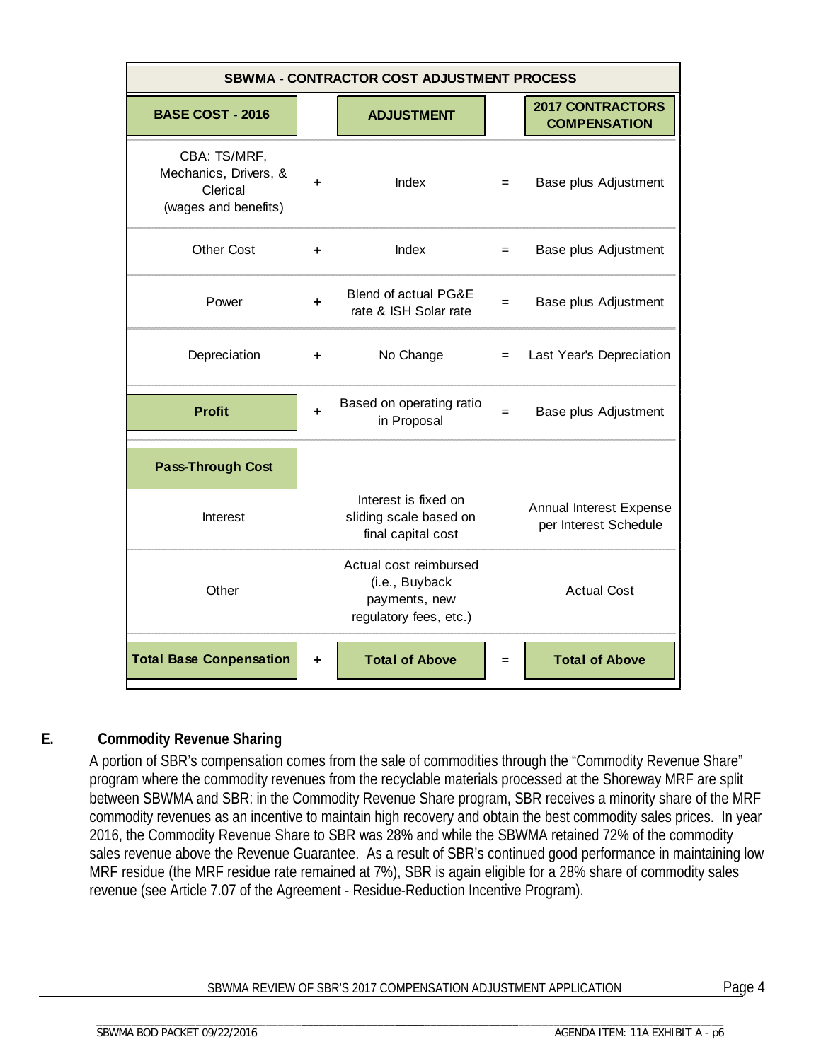| SBWMA - CONTRACTOR COST ADJUSTMENT PROCESS | | | | |
|---|---|---|---|---|
| **BASE COST - 2016** | | **ADJUSTMENT** | | **2017 CONTRACTORS COMPENSATION** |
| CBA: TS/MRF, Mechanics, Drivers, & Clerical (wages and benefits) | + | Index | = | Base plus Adjustment |
| Other Cost | + | Index | = | Base plus Adjustment |
| Power | + | Blend of actual PG&E rate & ISH Solar rate | = | Base plus Adjustment |
| Depreciation | + | No Change | = | Last Year's Depreciation |
| **Profit** | + | Based on operating ratio in Proposal | = | Base plus Adjustment |
| **Pass-Through Cost** | | | | |
| Interest | | Interest is fixed on sliding scale based on final capital cost | | Annual Interest Expense per Interest Schedule |
| Other | | Actual cost reimbursed (i.e., Buyback payments, new regulatory fees, etc.) | | Actual Cost |
| **Total Base Conpensation** | + | **Total of Above** | = | **Total of Above** |

## E. Commodity Revenue Sharing

A portion of SBR's compensation comes from the sale of commodities through the "Commodity Revenue Share" program where the commodity revenues from the recyclable materials processed at the Shoreway MRF are split between SBWMA and SBR: in the Commodity Revenue Share program, SBR receives a minority share of the MRF commodity revenues as an incentive to maintain high recovery and obtain the best commodity sales prices. In year 2016, the Commodity Revenue Share to SBR was 28% and while the SBWMA retained 72% of the commodity sales revenue above the Revenue Guarantee. As a result of SBR's continued good performance in maintaining low MRF residue (the MRF residue rate remained at 7%), SBR is again eligible for a 28% share of commodity sales revenue (see Article 7.07 of the Agreement - Residue-Reduction Incentive Program).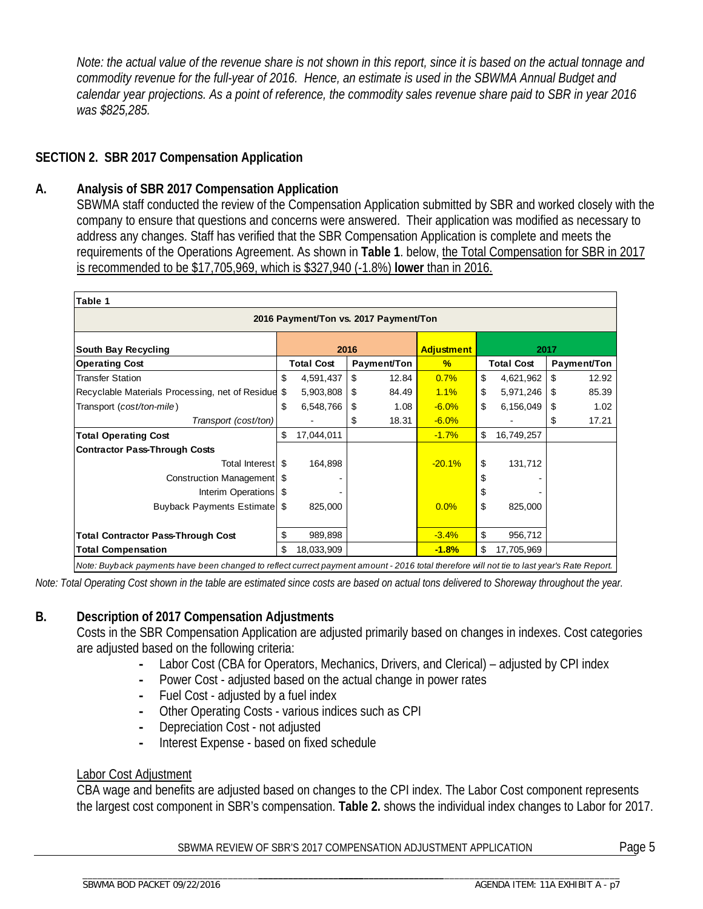*Note: the actual value of the revenue share is not shown in this report, since it is based on the actual tonnage and commodity revenue for the full-year of 2016. Hence, an estimate is used in the SBWMA Annual Budget and calendar year projections. As a point of reference, the commodity sales revenue share paid to SBR in year 2016 was $825,285.*

## SECTION 2. SBR 2017 Compensation Application

### A. Analysis of SBR 2017 Compensation Application

SBWMA staff conducted the review of the Compensation Application submitted by SBR and worked closely with the company to ensure that questions and concerns were answered. Their application was modified as necessary to address any changes. Staff has verified that the SBR Compensation Application is complete and meets the requirements of the Operations Agreement. As shown in **Table 1**. below, the Total Compensation for SBR in 2017 is recommended to be $17,705,969, which is $327,940 (-1.8%) **lower** than in 2016.

**Table 1**

**2016 Payment/Ton vs. 2017 Payment/Ton**

| South Bay Recycling | 2016 | | Adjustment | 2017 | |
|---|---|---|---|---|---|
| **Operating Cost** | **Total Cost** | **Payment/Ton** | **%** | **Total Cost** | **Payment/Ton** |
| Transfer Station | $ 4,591,437 | $ 12.84 | 0.7% | $ 4,621,962 | $ 12.92 |
| Recyclable Materials Processing, net of Residue | $ 5,903,808 | $ 84.49 | 1.1% | $ 5,971,246 | $ 85.39 |
| Transport (*cost/ton-mile*) | $ 6,548,766 | $ 1.08 | -6.0% | $ 6,156,049 | $ 1.02 |
| *Transport (cost/ton)* | - | $ 18.31 | -6.0% | - | $ 17.21 |
| **Total Operating Cost** | $ 17,044,011 | | -1.7% | $ 16,749,257 | |
| **Contractor Pass-Through Costs** | | | | | |
| Total Interest | $ 164,898 | | -20.1% | $ 131,712 | |
| Construction Management | $ - | | | $ - | |
| Interim Operations | $ - | | | $ - | |
| Buyback Payments Estimate | $ 825,000 | | 0.0% | $ 825,000 | |
| **Total Contractor Pass-Through Cost** | $ 989,898 | | -3.4% | $ 956,712 | |
| **Total Compensation** | $ 18,033,909 | | **-1.8%** | $ 17,705,969 | |

*Note: Buyback payments have been changed to reflect currect payment amount - 2016 total therefore will not tie to last year's Rate Report.*

*Note: Total Operating Cost shown in the table are estimated since costs are based on actual tons delivered to Shoreway throughout the year.*

### B. Description of 2017 Compensation Adjustments

Costs in the SBR Compensation Application are adjusted primarily based on changes in indexes. Cost categories are adjusted based on the following criteria:

- Labor Cost (CBA for Operators, Mechanics, Drivers, and Clerical) – adjusted by CPI index
- Power Cost - adjusted based on the actual change in power rates
- Fuel Cost - adjusted by a fuel index
- Other Operating Costs - various indices such as CPI
- Depreciation Cost - not adjusted
- Interest Expense - based on fixed schedule

Labor Cost Adjustment

CBA wage and benefits are adjusted based on changes to the CPI index. The Labor Cost component represents the largest cost component in SBR's compensation. **Table 2.** shows the individual index changes to Labor for 2017.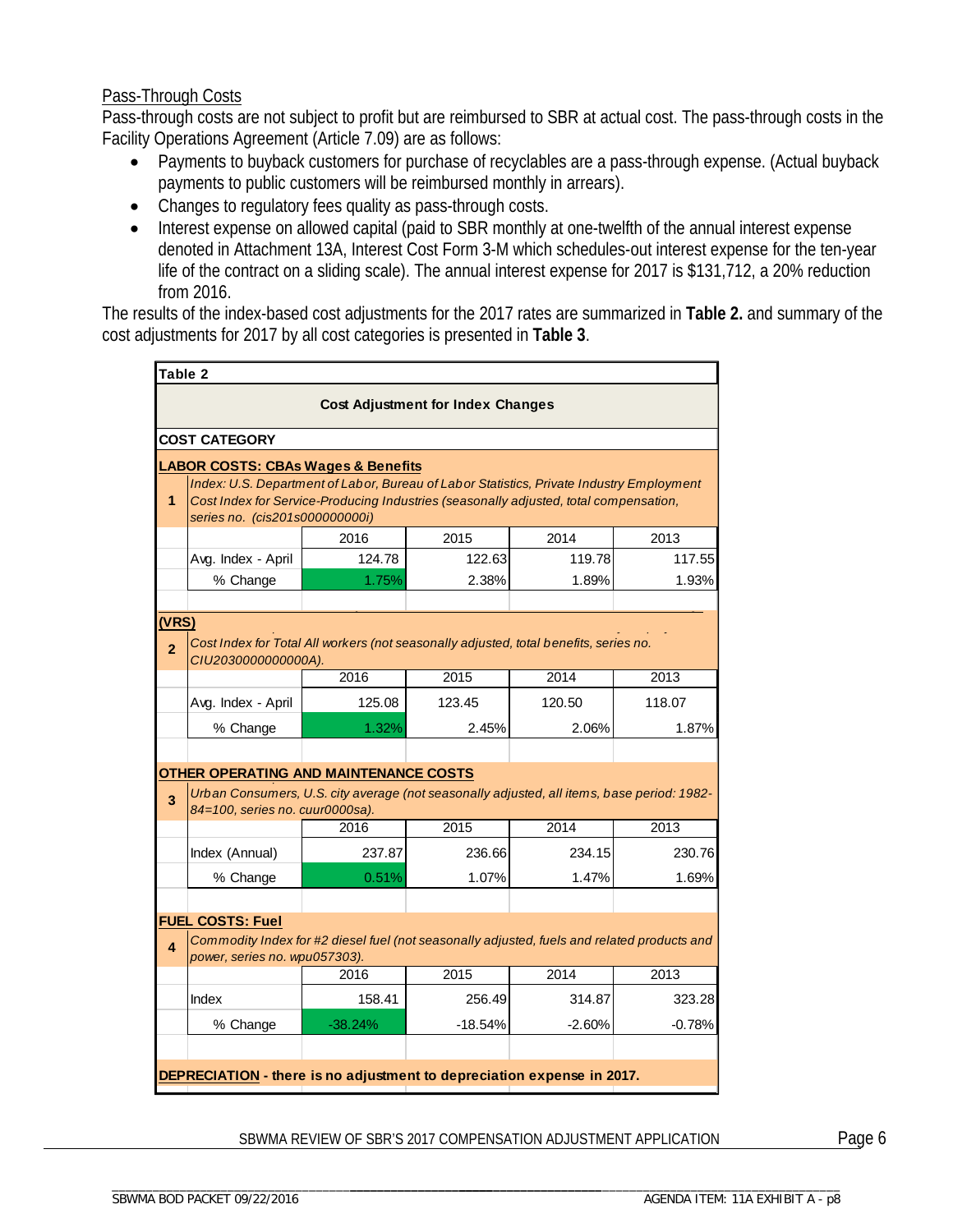Pass-Through Costs

Pass-through costs are not subject to profit but are reimbursed to SBR at actual cost. The pass-through costs in the Facility Operations Agreement (Article 7.09) are as follows:

- Payments to buyback customers for purchase of recyclables are a pass-through expense. (Actual buyback payments to public customers will be reimbursed monthly in arrears).
- Changes to regulatory fees quality as pass-through costs.
- Interest expense on allowed capital (paid to SBR monthly at one-twelfth of the annual interest expense denoted in Attachment 13A, Interest Cost Form 3-M which schedules-out interest expense for the ten-year life of the contract on a sliding scale). The annual interest expense for 2017 is $131,712, a 20% reduction from 2016.

The results of the index-based cost adjustments for the 2017 rates are summarized in **Table 2.** and summary of the cost adjustments for 2017 by all cost categories is presented in **Table 3**.

**Table 2**

**Cost Adjustment for Index Changes**

| | COST CATEGORY | | | | |
|---|---|---|---|---|---|
| | **LABOR COSTS: CBAs Wages & Benefits** | | | | |
| 1 | *Index: U.S. Department of Labor, Bureau of Labor Statistics, Private Industry Employment Cost Index for Service-Producing Industries (seasonally adjusted, total compensation, series no. (cis201s000000000i)* | | | | |
| | | 2016 | 2015 | 2014 | 2013 |
| | Avg. Index - April | 124.78 | 122.63 | 119.78 | 117.55 |
| | % Change | 1.75% | 2.38% | 1.89% | 1.93% |
| | **(VRS)** | | | | |
| 2 | *Cost Index for Total All workers (not seasonally adjusted, total benefits, series no. CIU2030000000000A).* | | | | |
| | | 2016 | 2015 | 2014 | 2013 |
| | Avg. Index - April | 125.08 | 123.45 | 120.50 | 118.07 |
| | % Change | 1.32% | 2.45% | 2.06% | 1.87% |
| | **OTHER OPERATING AND MAINTENANCE COSTS** | | | | |
| 3 | *Urban Consumers, U.S. city average (not seasonally adjusted, all items, base period: 1982-84=100, series no. cuur0000sa).* | | | | |
| | | 2016 | 2015 | 2014 | 2013 |
| | Index (Annual) | 237.87 | 236.66 | 234.15 | 230.76 |
| | % Change | 0.51% | 1.07% | 1.47% | 1.69% |
| | **FUEL COSTS: Fuel** | | | | |
| 4 | *Commodity Index for #2 diesel fuel (not seasonally adjusted, fuels and related products and power, series no. wpu057303).* | | | | |
| | | 2016 | 2015 | 2014 | 2013 |
| | Index | 158.41 | 256.49 | 314.87 | 323.28 |
| | % Change | -38.24% | -18.54% | -2.60% | -0.78% |
| | **DEPRECIATION - there is no adjustment to depreciation expense in 2017.** | | | | |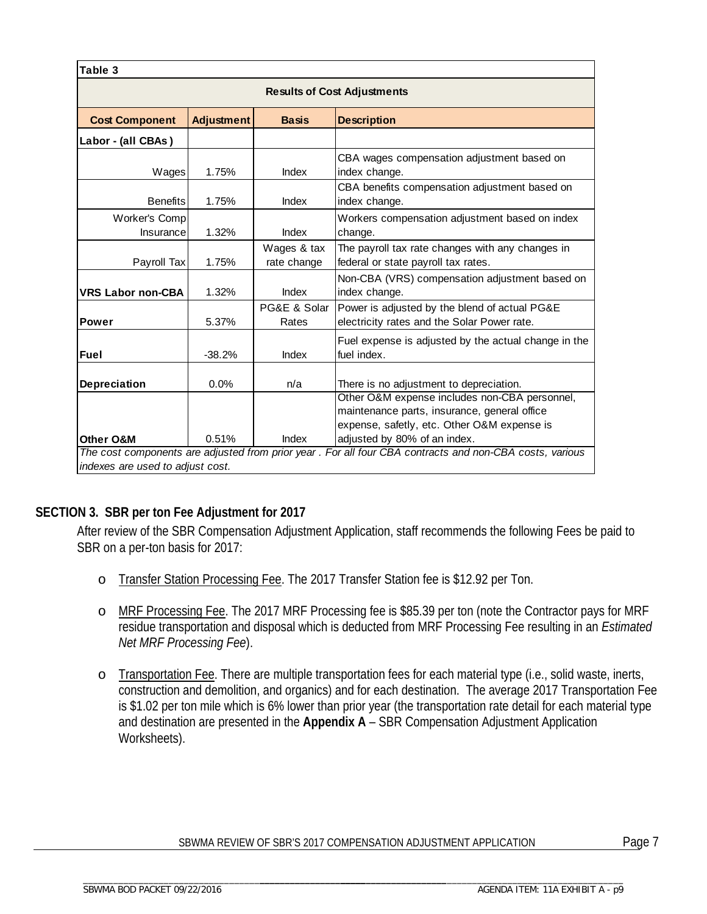| Table 3 | | | |
|---|---|---|---|
| **Results of Cost Adjustments** | | | |
| **Cost Component** | **Adjustment** | **Basis** | **Description** |
| **Labor - (all CBAs)** | | | |
| Wages | 1.75% | Index | CBA wages compensation adjustment based on index change. |
| Benefits | 1.75% | Index | CBA benefits compensation adjustment based on index change. |
| Worker's Comp Insurance | 1.32% | Index | Workers compensation adjustment based on index change. |
| Payroll Tax | 1.75% | Wages & tax rate change | The payroll tax rate changes with any changes in federal or state payroll tax rates. |
| **VRS Labor non-CBA** | 1.32% | Index | Non-CBA (VRS) compensation adjustment based on index change. |
| **Power** | 5.37% | PG&E & Solar Rates | Power is adjusted by the blend of actual PG&E electricity rates and the Solar Power rate. |
| **Fuel** | -38.2% | Index | Fuel expense is adjusted by the actual change in the fuel index. |
| **Depreciation** | 0.0% | n/a | There is no adjustment to depreciation. |
| **Other O&M** | 0.51% | Index | Other O&M expense includes non-CBA personnel, maintenance parts, insurance, general office expense, safety, etc. Other O&M expense is adjusted by 80% of an index. |

*The cost components are adjusted from prior year . For all four CBA contracts and non-CBA costs, various indexes are used to adjust cost.*

## SECTION 3. SBR per ton Fee Adjustment for 2017

After review of the SBR Compensation Adjustment Application, staff recommends the following Fees be paid to SBR on a per-ton basis for 2017:

- Transfer Station Processing Fee. The 2017 Transfer Station fee is $12.92 per Ton.
- MRF Processing Fee. The 2017 MRF Processing fee is $85.39 per ton (note the Contractor pays for MRF residue transportation and disposal which is deducted from MRF Processing Fee resulting in an *Estimated Net MRF Processing Fee*).
- Transportation Fee. There are multiple transportation fees for each material type (i.e., solid waste, inerts, construction and demolition, and organics) and for each destination. The average 2017 Transportation Fee is $1.02 per ton mile which is 6% lower than prior year (the transportation rate detail for each material type and destination are presented in the **Appendix A** – SBR Compensation Adjustment Application Worksheets).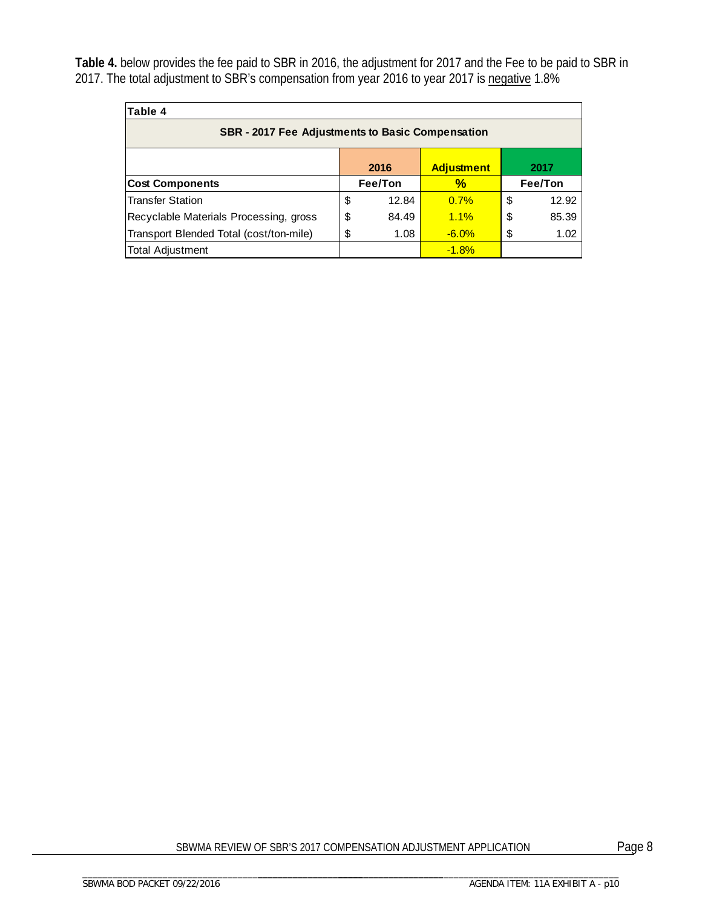**Table 4.** below provides the fee paid to SBR in 2016, the adjustment for 2017 and the Fee to be paid to SBR in 2017. The total adjustment to SBR's compensation from year 2016 to year 2017 is negative 1.8%

| Table 4 | | | |
|---|---|---|---|
| **SBR - 2017 Fee Adjustments to Basic Compensation** | | | |
| | **2016** | **Adjustment** | **2017** |
| **Cost Components** | **Fee/Ton** | **%** | **Fee/Ton** |
| Transfer Station | $ 12.84 | 0.7% | $ 12.92 |
| Recyclable Materials Processing, gross | $ 84.49 | 1.1% | $ 85.39 |
| Transport Blended Total (cost/ton-mile) | $ 1.08 | -6.0% | $ 1.02 |
| Total Adjustment | | -1.8% | |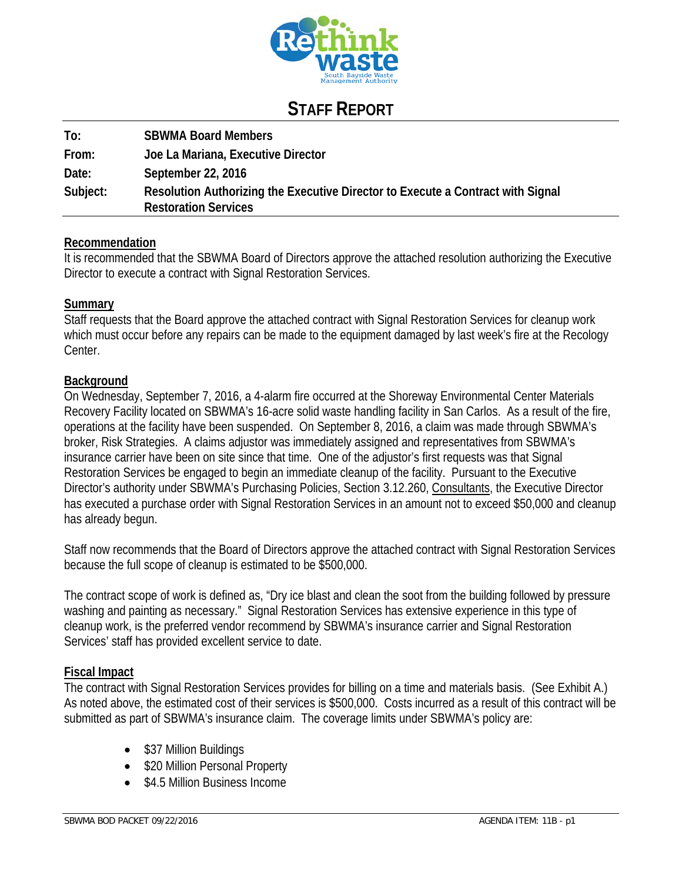# STAFF REPORT

**To:** SBWMA Board Members

**From:** Joe La Mariana, Executive Director

**Date:** September 22, 2016

**Subject:** Resolution Authorizing the Executive Director to Execute a Contract with Signal Restoration Services

## Recommendation

It is recommended that the SBWMA Board of Directors approve the attached resolution authorizing the Executive Director to execute a contract with Signal Restoration Services.

## Summary

Staff requests that the Board approve the attached contract with Signal Restoration Services for cleanup work which must occur before any repairs can be made to the equipment damaged by last week's fire at the Recology Center.

## Background

On Wednesday, September 7, 2016, a 4-alarm fire occurred at the Shoreway Environmental Center Materials Recovery Facility located on SBWMA's 16-acre solid waste handling facility in San Carlos. As a result of the fire, operations at the facility have been suspended. On September 8, 2016, a claim was made through SBWMA's broker, Risk Strategies. A claims adjustor was immediately assigned and representatives from SBWMA's insurance carrier have been on site since that time. One of the adjustor's first requests was that Signal Restoration Services be engaged to begin an immediate cleanup of the facility. Pursuant to the Executive Director's authority under SBWMA's Purchasing Policies, Section 3.12.260, Consultants, the Executive Director has executed a purchase order with Signal Restoration Services in an amount not to exceed $50,000 and cleanup has already begun.

Staff now recommends that the Board of Directors approve the attached contract with Signal Restoration Services because the full scope of cleanup is estimated to be $500,000.

The contract scope of work is defined as, "Dry ice blast and clean the soot from the building followed by pressure washing and painting as necessary." Signal Restoration Services has extensive experience in this type of cleanup work, is the preferred vendor recommend by SBWMA's insurance carrier and Signal Restoration Services' staff has provided excellent service to date.

## Fiscal Impact

The contract with Signal Restoration Services provides for billing on a time and materials basis. (See Exhibit A.) As noted above, the estimated cost of their services is $500,000. Costs incurred as a result of this contract will be submitted as part of SBWMA's insurance claim. The coverage limits under SBWMA's policy are:

- $37 Million Buildings
- $20 Million Personal Property
- $4.5 Million Business Income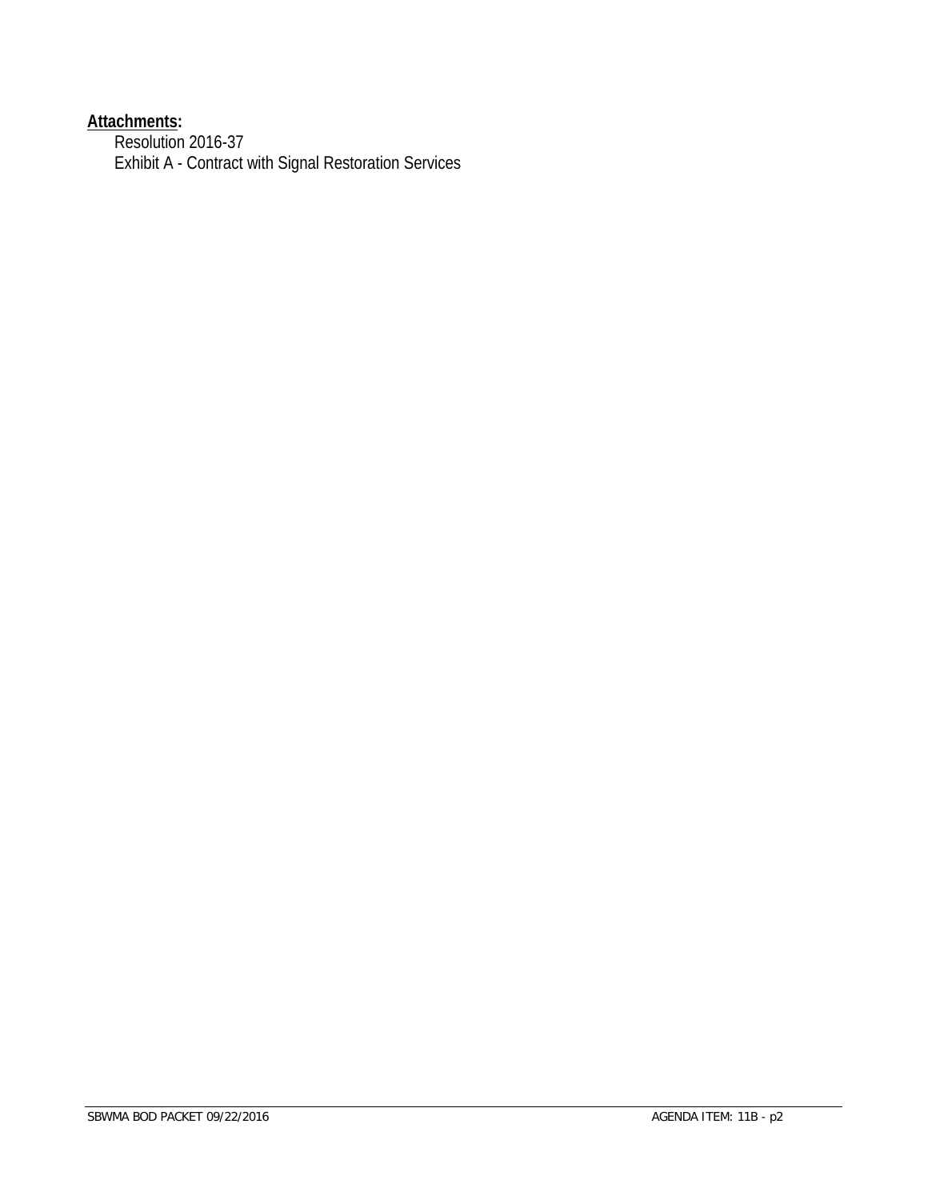**Attachments:**

Resolution 2016-37

Exhibit A - Contract with Signal Restoration Services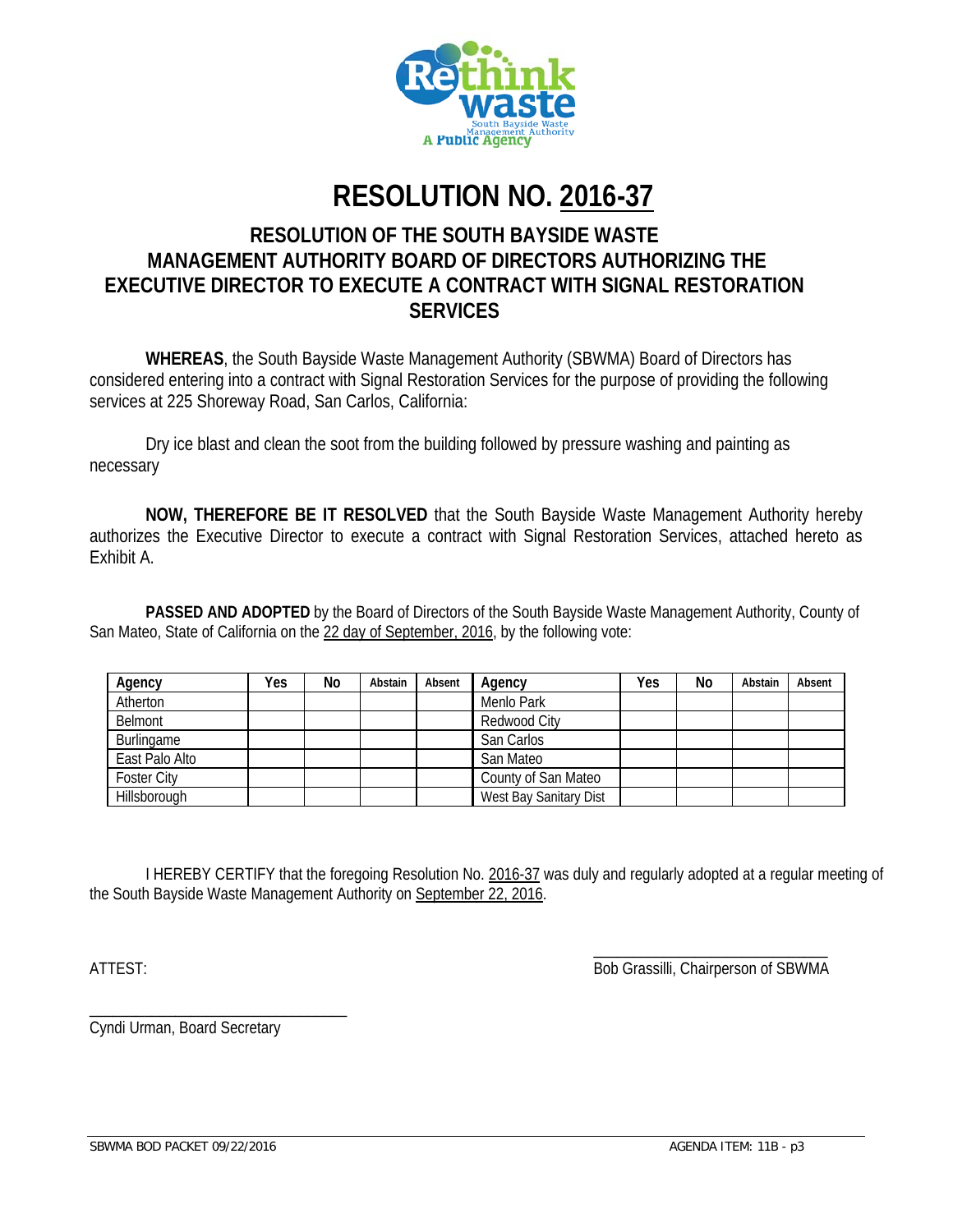# RESOLUTION NO. 2016-37

## RESOLUTION OF THE SOUTH BAYSIDE WASTE MANAGEMENT AUTHORITY BOARD OF DIRECTORS AUTHORIZING THE EXECUTIVE DIRECTOR TO EXECUTE A CONTRACT WITH SIGNAL RESTORATION SERVICES

**WHEREAS**, the South Bayside Waste Management Authority (SBWMA) Board of Directors has considered entering into a contract with Signal Restoration Services for the purpose of providing the following services at 225 Shoreway Road, San Carlos, California:

Dry ice blast and clean the soot from the building followed by pressure washing and painting as necessary

**NOW, THEREFORE BE IT RESOLVED** that the South Bayside Waste Management Authority hereby authorizes the Executive Director to execute a contract with Signal Restoration Services, attached hereto as Exhibit A.

**PASSED AND ADOPTED** by the Board of Directors of the South Bayside Waste Management Authority, County of San Mateo, State of California on the 22 day of September, 2016, by the following vote:

| Agency | Yes | No | Abstain | Absent | Agency | Yes | No | Abstain | Absent |
|---|---|---|---|---|---|---|---|---|---|
| Atherton | | | | | Menlo Park | | | | |
| Belmont | | | | | Redwood City | | | | |
| Burlingame | | | | | San Carlos | | | | |
| East Palo Alto | | | | | San Mateo | | | | |
| Foster City | | | | | County of San Mateo | | | | |
| Hillsborough | | | | | West Bay Sanitary Dist | | | | |

I HEREBY CERTIFY that the foregoing Resolution No. 2016-37 was duly and regularly adopted at a regular meeting of the South Bayside Waste Management Authority on September 22, 2016.

ATTEST:

\_\_\_\_\_\_\_\_\_\_\_\_\_\_\_\_\_\_\_\_\_\_\_\_\_\_\_\_
Bob Grassilli, Chairperson of SBWMA

\_\_\_\_\_\_\_\_\_\_\_\_\_\_\_\_\_\_\_\_\_\_\_\_\_\_\_\_
Cyndi Urman, Board Secretary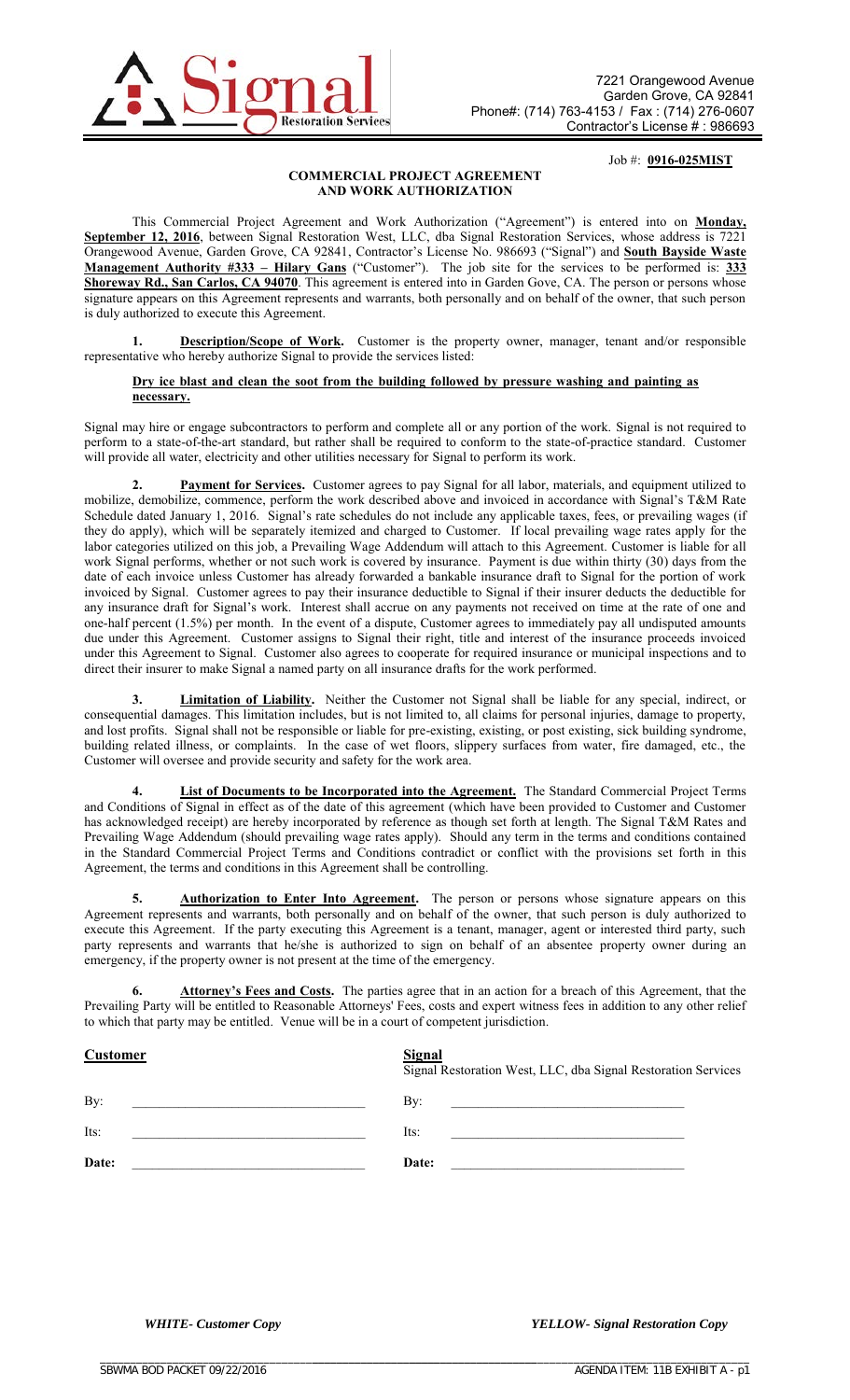Signal Restoration Services

7221 Orangewood Avenue
Garden Grove, CA 92841
Phone#: (714) 763-4153 / Fax : (714) 276-0607
Contractor's License # : 986693

Job #: **0916-025MIST**

## COMMERCIAL PROJECT AGREEMENT AND WORK AUTHORIZATION

This Commercial Project Agreement and Work Authorization ("Agreement") is entered into on **Monday, September 12, 2016**, between Signal Restoration West, LLC, dba Signal Restoration Services, whose address is 7221 Orangewood Avenue, Garden Grove, CA 92841, Contractor's License No. 986693 ("Signal") and **South Bayside Waste Management Authority #333 – Hilary Gans** ("Customer"). The job site for the services to be performed is: **333 Shoreway Rd., San Carlos, CA 94070**. This agreement is entered into in Garden Gove, CA. The person or persons whose signature appears on this Agreement represents and warrants, both personally and on behalf of the owner, that such person is duly authorized to execute this Agreement.

**1. Description/Scope of Work.** Customer is the property owner, manager, tenant and/or responsible representative who hereby authorize Signal to provide the services listed:

**Dry ice blast and clean the soot from the building followed by pressure washing and painting as necessary.**

Signal may hire or engage subcontractors to perform and complete all or any portion of the work. Signal is not required to perform to a state-of-the-art standard, but rather shall be required to conform to the state-of-practice standard. Customer will provide all water, electricity and other utilities necessary for Signal to perform its work.

**2. Payment for Services.** Customer agrees to pay Signal for all labor, materials, and equipment utilized to mobilize, demobilize, commence, perform the work described above and invoiced in accordance with Signal's T&M Rate Schedule dated January 1, 2016. Signal's rate schedules do not include any applicable taxes, fees, or prevailing wages (if they do apply), which will be separately itemized and charged to Customer. If local prevailing wage rates apply for the labor categories utilized on this job, a Prevailing Wage Addendum will attach to this Agreement. Customer is liable for all work Signal performs, whether or not such work is covered by insurance. Payment is due within thirty (30) days from the date of each invoice unless Customer has already forwarded a bankable insurance draft to Signal for the portion of work invoiced by Signal. Customer agrees to pay their insurance deductible to Signal if their insurer deducts the deductible for any insurance draft for Signal's work. Interest shall accrue on any payments not received on time at the rate of one and one-half percent (1.5%) per month. In the event of a dispute, Customer agrees to immediately pay all undisputed amounts due under this Agreement. Customer assigns to Signal their right, title and interest of the insurance proceeds invoiced under this Agreement to Signal. Customer also agrees to cooperate for required insurance or municipal inspections and to direct their insurer to make Signal a named party on all insurance drafts for the work performed.

**3. Limitation of Liability.** Neither the Customer not Signal shall be liable for any special, indirect, or consequential damages. This limitation includes, but is not limited to, all claims for personal injuries, damage to property, and lost profits. Signal shall not be responsible or liable for pre-existing, existing, or post existing, sick building syndrome, building related illness, or complaints. In the case of wet floors, slippery surfaces from water, fire damaged, etc., the Customer will oversee and provide security and safety for the work area.

**4. List of Documents to be Incorporated into the Agreement.** The Standard Commercial Project Terms and Conditions of Signal in effect as of the date of this agreement (which have been provided to Customer and Customer has acknowledged receipt) are hereby incorporated by reference as though set forth at length. The Signal T&M Rates and Prevailing Wage Addendum (should prevailing wage rates apply). Should any term in the terms and conditions contained in the Standard Commercial Project Terms and Conditions contradict or conflict with the provisions set forth in this Agreement, the terms and conditions in this Agreement shall be controlling.

**5. Authorization to Enter Into Agreement.** The person or persons whose signature appears on this Agreement represents and warrants, both personally and on behalf of the owner, that such person is duly authorized to execute this Agreement. If the party executing this Agreement is a tenant, manager, agent or interested third party, such party represents and warrants that he/she is authorized to sign on behalf of an absentee property owner during an emergency, if the property owner is not present at the time of the emergency.

**6. Attorney's Fees and Costs.** The parties agree that in an action for a breach of this Agreement, that the Prevailing Party will be entitled to Reasonable Attorneys' Fees, costs and expert witness fees in addition to any other relief to which that party may be entitled. Venue will be in a court of competent jurisdiction.

| **Customer** | **Signal** Signal Restoration West, LLC, dba Signal Restoration Services |
|---|---|
| By: ______________________ | By: ______________________ |
| Its: ______________________ | Its: ______________________ |
| **Date:** ______________________ | **Date:** ______________________ |

*WHITE- Customer Copy* *YELLOW- Signal Restoration Copy*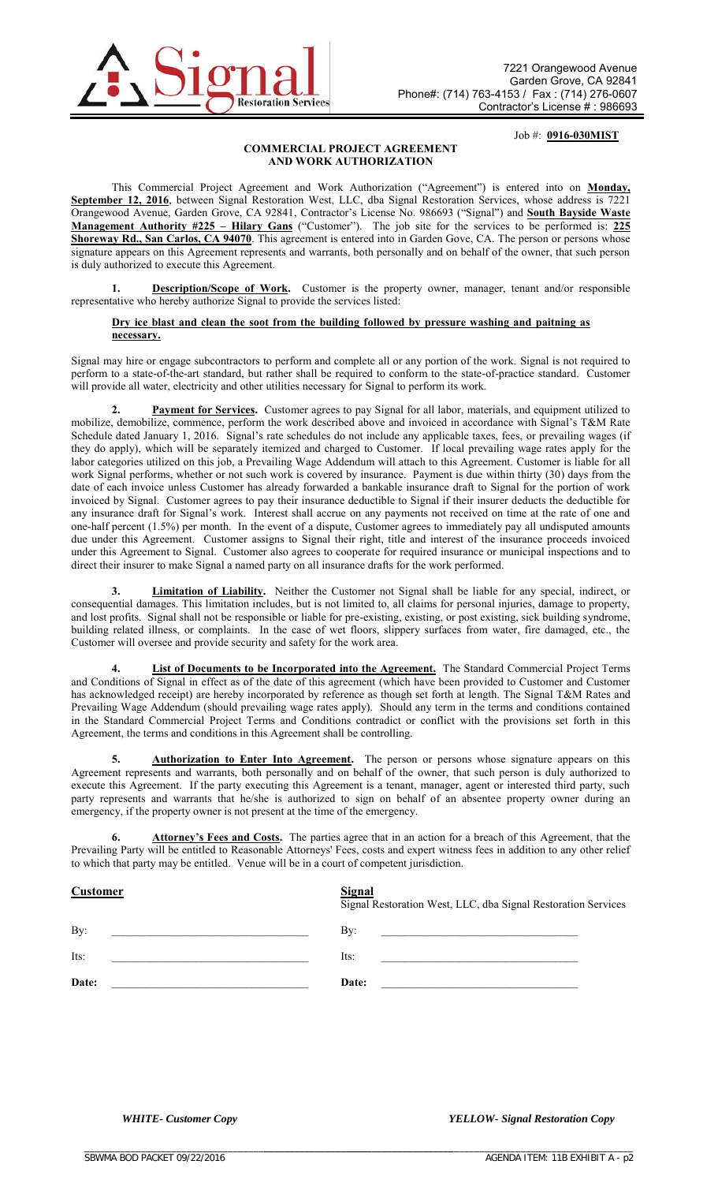Signal Restoration Services

7221 Orangewood Avenue
Garden Grove, CA 92841
Phone#: (714) 763-4153 / Fax : (714) 276-0607
Contractor's License # : 986693

Job #: **0916-030MIST**

## COMMERCIAL PROJECT AGREEMENT AND WORK AUTHORIZATION

This Commercial Project Agreement and Work Authorization ("Agreement") is entered into on **Monday, September 12, 2016**, between Signal Restoration West, LLC, dba Signal Restoration Services, whose address is 7221 Orangewood Avenue, Garden Grove, CA 92841, Contractor's License No. 986693 ("Signal") and **South Bayside Waste Management Authority #225 – Hilary Gans** ("Customer"). The job site for the services to be performed is: **225 Shoreway Rd., San Carlos, CA 94070**. This agreement is entered into in Garden Gove, CA. The person or persons whose signature appears on this Agreement represents and warrants, both personally and on behalf of the owner, that such person is duly authorized to execute this Agreement.

**1. Description/Scope of Work.** Customer is the property owner, manager, tenant and/or responsible representative who hereby authorize Signal to provide the services listed:

**Dry ice blast and clean the soot from the building followed by pressure washing and paitning as necessary.**

Signal may hire or engage subcontractors to perform and complete all or any portion of the work. Signal is not required to perform to a state-of-the-art standard, but rather shall be required to conform to the state-of-practice standard. Customer will provide all water, electricity and other utilities necessary for Signal to perform its work.

**2. Payment for Services.** Customer agrees to pay Signal for all labor, materials, and equipment utilized to mobilize, demobilize, commence, perform the work described above and invoiced in accordance with Signal's T&M Rate Schedule dated January 1, 2016. Signal's rate schedules do not include any applicable taxes, fees, or prevailing wages (if they do apply), which will be separately itemized and charged to Customer. If local prevailing wage rates apply for the labor categories utilized on this job, a Prevailing Wage Addendum will attach to this Agreement. Customer is liable for all work Signal performs, whether or not such work is covered by insurance. Payment is due within thirty (30) days from the date of each invoice unless Customer has already forwarded a bankable insurance draft to Signal for the portion of work invoiced by Signal. Customer agrees to pay their insurance deductible to Signal if their insurer deducts the deductible for any insurance draft for Signal's work. Interest shall accrue on any payments not received on time at the rate of one and one-half percent (1.5%) per month. In the event of a dispute, Customer agrees to immediately pay all undisputed amounts due under this Agreement. Customer assigns to Signal their right, title and interest of the insurance proceeds invoiced under this Agreement to Signal. Customer also agrees to cooperate for required insurance or municipal inspections and to direct their insurer to make Signal a named party on all insurance drafts for the work performed.

**3. Limitation of Liability.** Neither the Customer not Signal shall be liable for any special, indirect, or consequential damages. This limitation includes, but is not limited to, all claims for personal injuries, damage to property, and lost profits. Signal shall not be responsible or liable for pre-existing, existing, or post existing, sick building syndrome, building related illness, or complaints. In the case of wet floors, slippery surfaces from water, fire damaged, etc., the Customer will oversee and provide security and safety for the work area.

**4. List of Documents to be Incorporated into the Agreement.** The Standard Commercial Project Terms and Conditions of Signal in effect as of the date of this agreement (which have been provided to Customer and Customer has acknowledged receipt) are hereby incorporated by reference as though set forth at length. The Signal T&M Rates and Prevailing Wage Addendum (should prevailing wage rates apply). Should any term in the terms and conditions contained in the Standard Commercial Project Terms and Conditions contradict or conflict with the provisions set forth in this Agreement, the terms and conditions in this Agreement shall be controlling.

**5. Authorization to Enter Into Agreement.** The person or persons whose signature appears on this Agreement represents and warrants, both personally and on behalf of the owner, that such person is duly authorized to execute this Agreement. If the party executing this Agreement is a tenant, manager, agent or interested third party, such party represents and warrants that he/she is authorized to sign on behalf of an absentee property owner during an emergency, if the property owner is not present at the time of the emergency.

**6. Attorney's Fees and Costs.** The parties agree that in an action for a breach of this Agreement, that the Prevailing Party will be entitled to Reasonable Attorneys' Fees, costs and expert witness fees in addition to any other relief to which that party may be entitled. Venue will be in a court of competent jurisdiction.

| **Customer** | **Signal** Signal Restoration West, LLC, dba Signal Restoration Services |
|---|---|
| By: ______________________ | By: ______________________ |
| Its: ______________________ | Its: ______________________ |
| **Date:** ______________________ | **Date:** ______________________ |

*WHITE- Customer Copy* *YELLOW- Signal Restoration Copy*